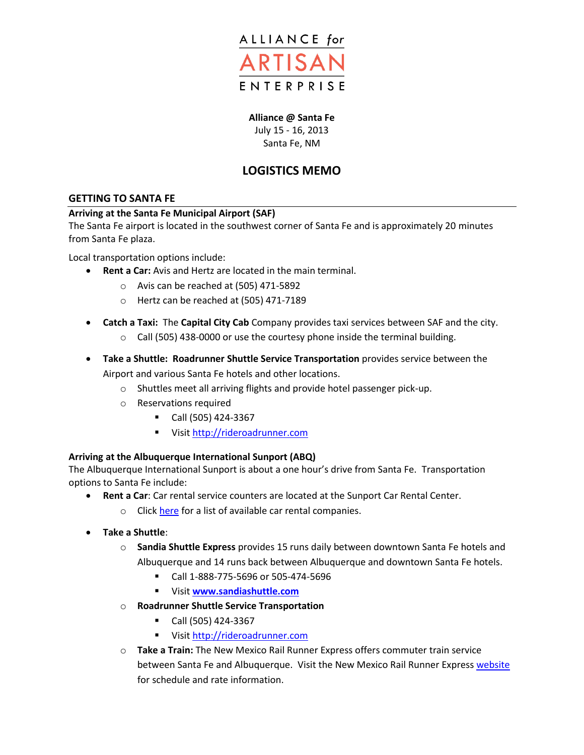ALLIANCE *for*

ARTISAN

ENTERPRISE

**Alliance @ Santa Fe**
July 15 - 16, 2013
Santa Fe, NM

# LOGISTICS MEMO

## GETTING TO SANTA FE

**Arriving at the Santa Fe Municipal Airport (SAF)**
The Santa Fe airport is located in the southwest corner of Santa Fe and is approximately 20 minutes from Santa Fe plaza.

Local transportation options include:

- **Rent a Car:** Avis and Hertz are located in the main terminal.
  - Avis can be reached at (505) 471-5892
  - Hertz can be reached at (505) 471-7189
- **Catch a Taxi:** The **Capital City Cab** Company provides taxi services between SAF and the city.
  - Call (505) 438-0000 or use the courtesy phone inside the terminal building.
- **Take a Shuttle: Roadrunner Shuttle Service Transportation** provides service between the Airport and various Santa Fe hotels and other locations.
  - Shuttles meet all arriving flights and provide hotel passenger pick-up.
  - Reservations required
    - Call (505) 424-3367
    - Visit http://rideroadrunner.com

**Arriving at the Albuquerque International Sunport (ABQ)**
The Albuquerque International Sunport is about a one hour's drive from Santa Fe. Transportation options to Santa Fe include:

- **Rent a Car**: Car rental service counters are located at the Sunport Car Rental Center.
  - Click here for a list of available car rental companies.
- **Take a Shuttle**:
  - **Sandia Shuttle Express** provides 15 runs daily between downtown Santa Fe hotels and Albuquerque and 14 runs back between Albuquerque and downtown Santa Fe hotels.
    - Call 1-888-775-5696 or 505-474-5696
    - Visit **www.sandiashuttle.com**
  - **Roadrunner Shuttle Service Transportation**
    - Call (505) 424-3367
    - Visit http://rideroadrunner.com
  - **Take a Train:** The New Mexico Rail Runner Express offers commuter train service between Santa Fe and Albuquerque. Visit the New Mexico Rail Runner Express website for schedule and rate information.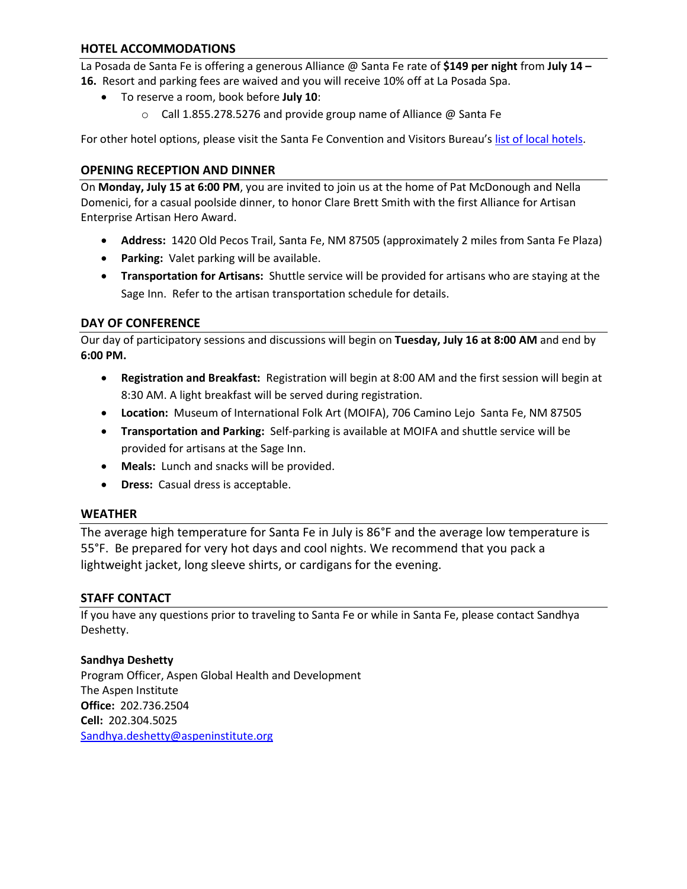## HOTEL ACCOMMODATIONS

La Posada de Santa Fe is offering a generous Alliance @ Santa Fe rate of **$149 per night** from **July 14 – 16.** Resort and parking fees are waived and you will receive 10% off at La Posada Spa.

- To reserve a room, book before **July 10**:
  - Call 1.855.278.5276 and provide group name of Alliance @ Santa Fe

For other hotel options, please visit the Santa Fe Convention and Visitors Bureau's list of local hotels.

## OPENING RECEPTION AND DINNER

On **Monday, July 15 at 6:00 PM**, you are invited to join us at the home of Pat McDonough and Nella Domenici, for a casual poolside dinner, to honor Clare Brett Smith with the first Alliance for Artisan Enterprise Artisan Hero Award.

- **Address:** 1420 Old Pecos Trail, Santa Fe, NM 87505 (approximately 2 miles from Santa Fe Plaza)
- **Parking:** Valet parking will be available.
- **Transportation for Artisans:** Shuttle service will be provided for artisans who are staying at the Sage Inn. Refer to the artisan transportation schedule for details.

## DAY OF CONFERENCE

Our day of participatory sessions and discussions will begin on **Tuesday, July 16 at 8:00 AM** and end by **6:00 PM.**

- **Registration and Breakfast:** Registration will begin at 8:00 AM and the first session will begin at 8:30 AM. A light breakfast will be served during registration.
- **Location:** Museum of International Folk Art (MOIFA), 706 Camino Lejo Santa Fe, NM 87505
- **Transportation and Parking:** Self-parking is available at MOIFA and shuttle service will be provided for artisans at the Sage Inn.
- **Meals:** Lunch and snacks will be provided.
- **Dress:** Casual dress is acceptable.

## WEATHER

The average high temperature for Santa Fe in July is 86°F and the average low temperature is 55°F. Be prepared for very hot days and cool nights. We recommend that you pack a lightweight jacket, long sleeve shirts, or cardigans for the evening.

## STAFF CONTACT

If you have any questions prior to traveling to Santa Fe or while in Santa Fe, please contact Sandhya Deshetty.

**Sandhya Deshetty**
Program Officer, Aspen Global Health and Development
The Aspen Institute
**Office:** 202.736.2504
**Cell:** 202.304.5025
Sandhya.deshetty@aspeninstitute.org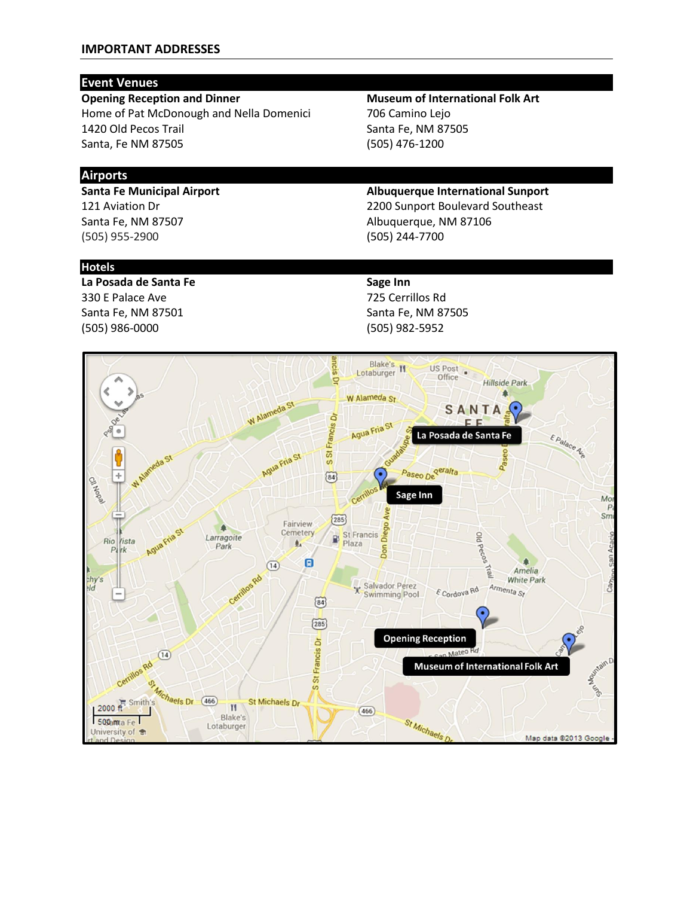## IMPORTANT ADDRESSES

### Event Venues

**Opening Reception and Dinner**
Home of Pat McDonough and Nella Domenici
1420 Old Pecos Trail
Santa, Fe NM 87505

**Museum of International Folk Art**
706 Camino Lejo
Santa Fe, NM 87505
(505) 476-1200

### Airports

**Santa Fe Municipal Airport**
121 Aviation Dr
Santa Fe, NM 87507
(505) 955-2900

**Albuquerque International Sunport**
2200 Sunport Boulevard Southeast
Albuquerque, NM 87106
(505) 244-7700

### Hotels

**La Posada de Santa Fe**
330 E Palace Ave
Santa Fe, NM 87501
(505) 986-0000

**Sage Inn**
725 Cerrillos Rd
Santa Fe, NM 87505
(505) 982-5952